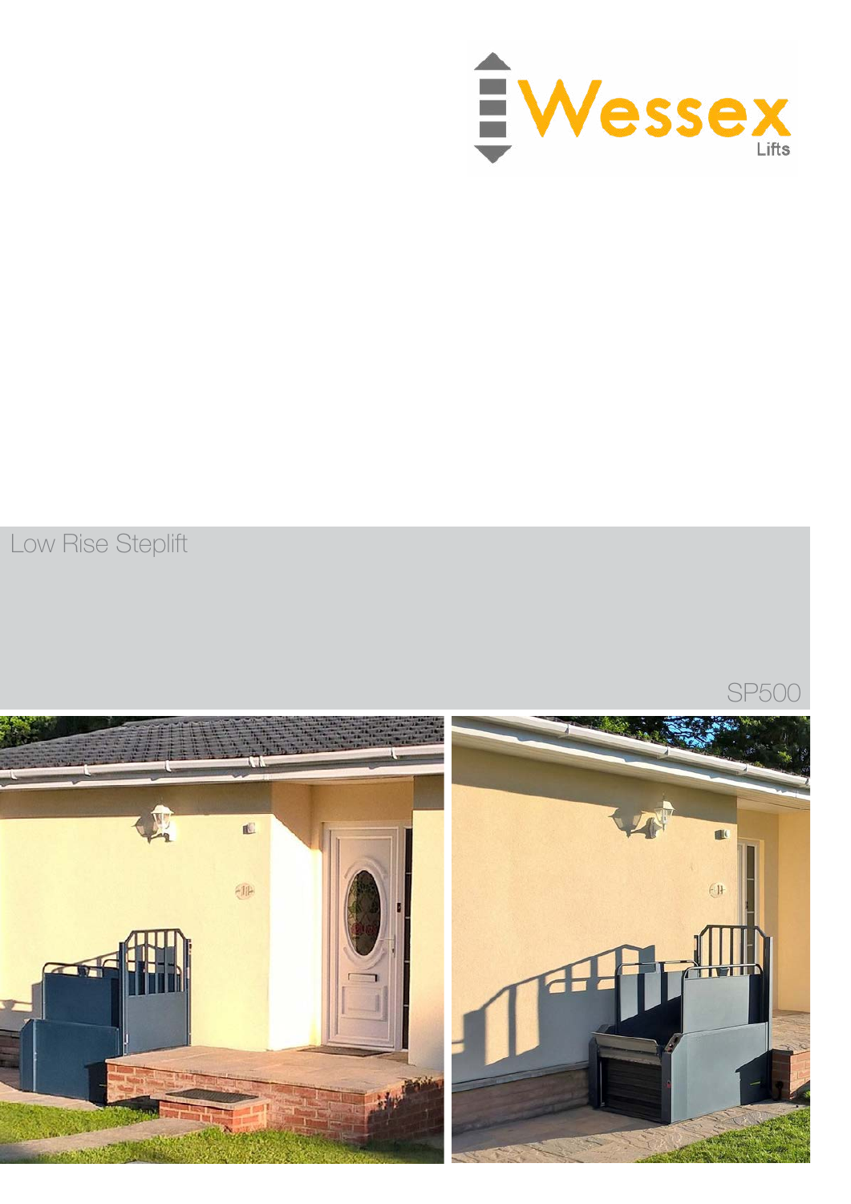Wessex Lifts

# Low Rise Steplift

SP500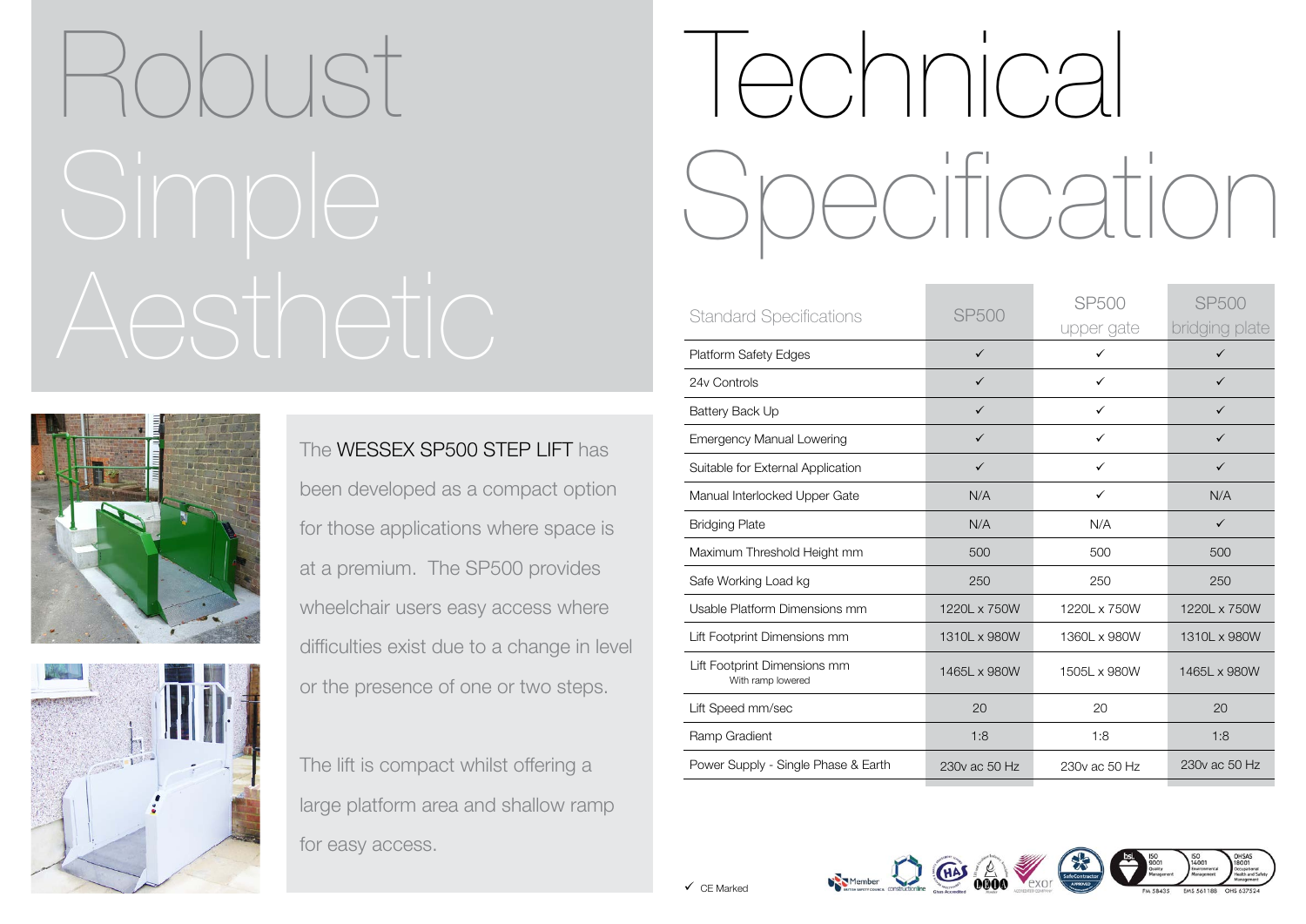# Robust Simple Aesthetic

The **WESSEX SP500 STEP LIFT** has been developed as a compact option for those applications where space is at a premium. The SP500 provides wheelchair users easy access where difficulties exist due to a change in level or the presence of one or two steps.

The lift is compact whilst offering a large platform area and shallow ramp for easy access.

# Technical Specification

| Standard Specifications | SP500 | SP500 upper gate | SP500 bridging plate |
|---|---|---|---|
| Platform Safety Edges | ✓ | ✓ | ✓ |
| 24v Controls | ✓ | ✓ | ✓ |
| Battery Back Up | ✓ | ✓ | ✓ |
| Emergency Manual Lowering | ✓ | ✓ | ✓ |
| Suitable for External Application | ✓ | ✓ | ✓ |
| Manual Interlocked Upper Gate | N/A | ✓ | N/A |
| Bridging Plate | N/A | N/A | ✓ |
| Maximum Threshold Height mm | 500 | 500 | 500 |
| Safe Working Load kg | 250 | 250 | 250 |
| Usable Platform Dimensions mm | 1220L x 750W | 1220L x 750W | 1220L x 750W |
| Lift Footprint Dimensions mm | 1310L x 980W | 1360L x 980W | 1310L x 980W |
| Lift Footprint Dimensions mm With ramp lowered | 1465L x 980W | 1505L x 980W | 1465L x 980W |
| Lift Speed mm/sec | 20 | 20 | 20 |
| Ramp Gradient | 1:8 | 1:8 | 1:8 |
| Power Supply - Single Phase & Earth | 230v ac 50 Hz | 230v ac 50 Hz | 230v ac 50 Hz |

✓ CE Marked

Member British Safety Council · Constructionline · CHAS · Exor · SafeContractor Approved · bsi ISO 9001 Quality Management FM 58435 · ISO 14001 Environmental Management EMS 561188 · OHSAS 18001 Occupational Health and Safety Management OHS 637524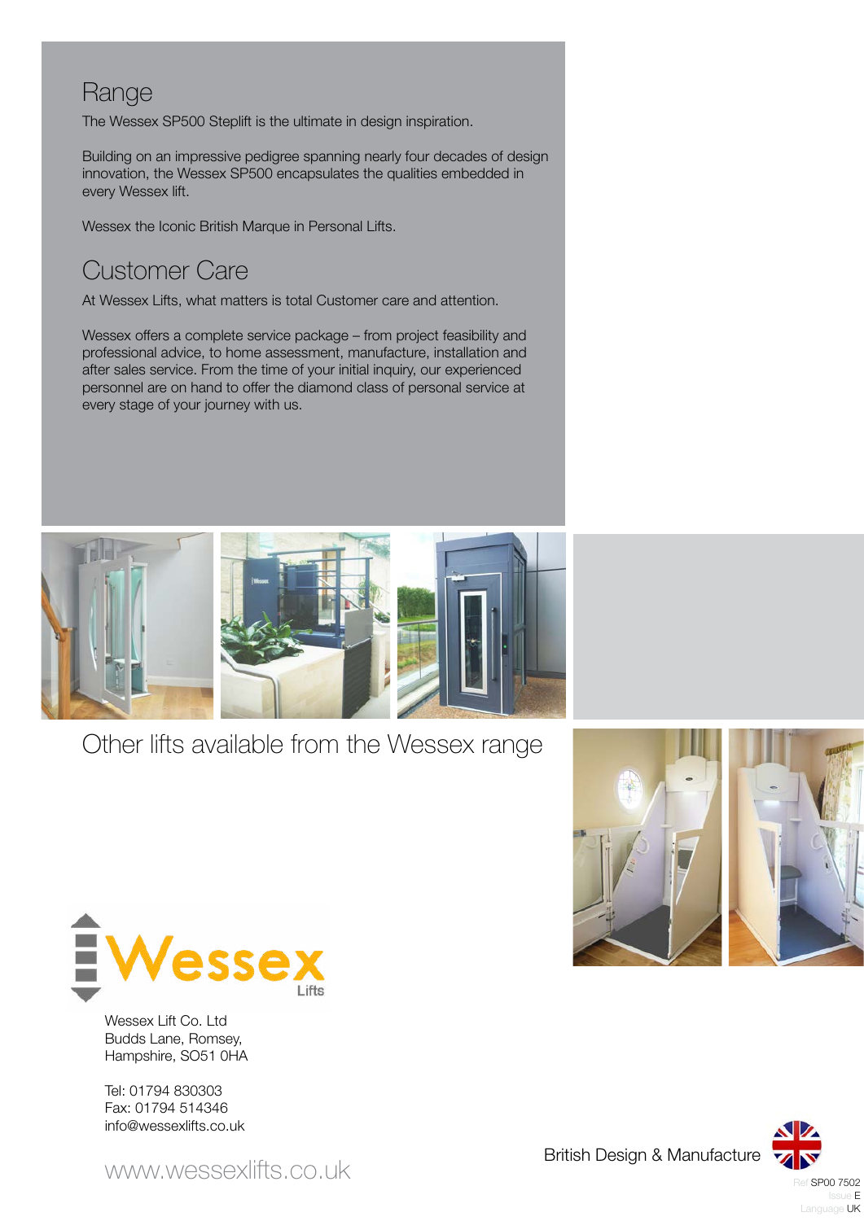## Range

The Wessex SP500 Steplift is the ultimate in design inspiration.

Building on an impressive pedigree spanning nearly four decades of design innovation, the Wessex SP500 encapsulates the qualities embedded in every Wessex lift.

Wessex the Iconic British Marque in Personal Lifts.

## Customer Care

At Wessex Lifts, what matters is total Customer care and attention.

Wessex offers a complete service package – from project feasibility and professional advice, to home assessment, manufacture, installation and after sales service. From the time of your initial inquiry, our experienced personnel are on hand to offer the diamond class of personal service at every stage of your journey with us.

## Other lifts available from the Wessex range

Wessex Lifts

Wessex Lift Co. Ltd
Budds Lane, Romsey,
Hampshire, SO51 0HA

Tel: 01794 830303
Fax: 01794 514346
info@wessexlifts.co.uk

www.wessexlifts.co.uk

British Design & Manufacture

Ref SP00 7502
Issue E
Language UK